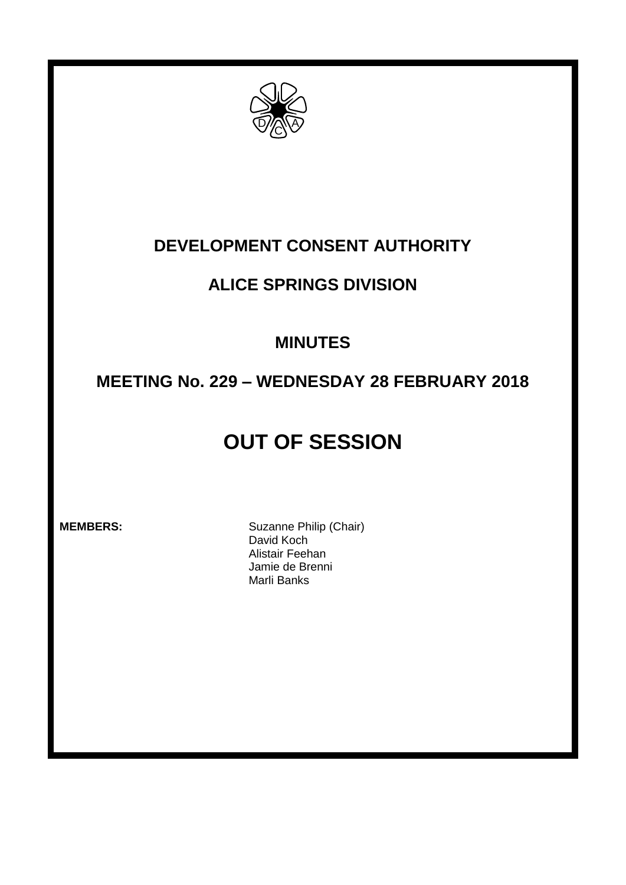# DEVELOPMENT CONSENT AUTHORITY

## ALICE SPRINGS DIVISION

## MINUTES

## MEETING No. 229 – WEDNESDAY 28 FEBRUARY 2018

# OUT OF SESSION

**MEMBERS:**

Suzanne Philip (Chair)
David Koch
Alistair Feehan
Jamie de Brenni
Marli Banks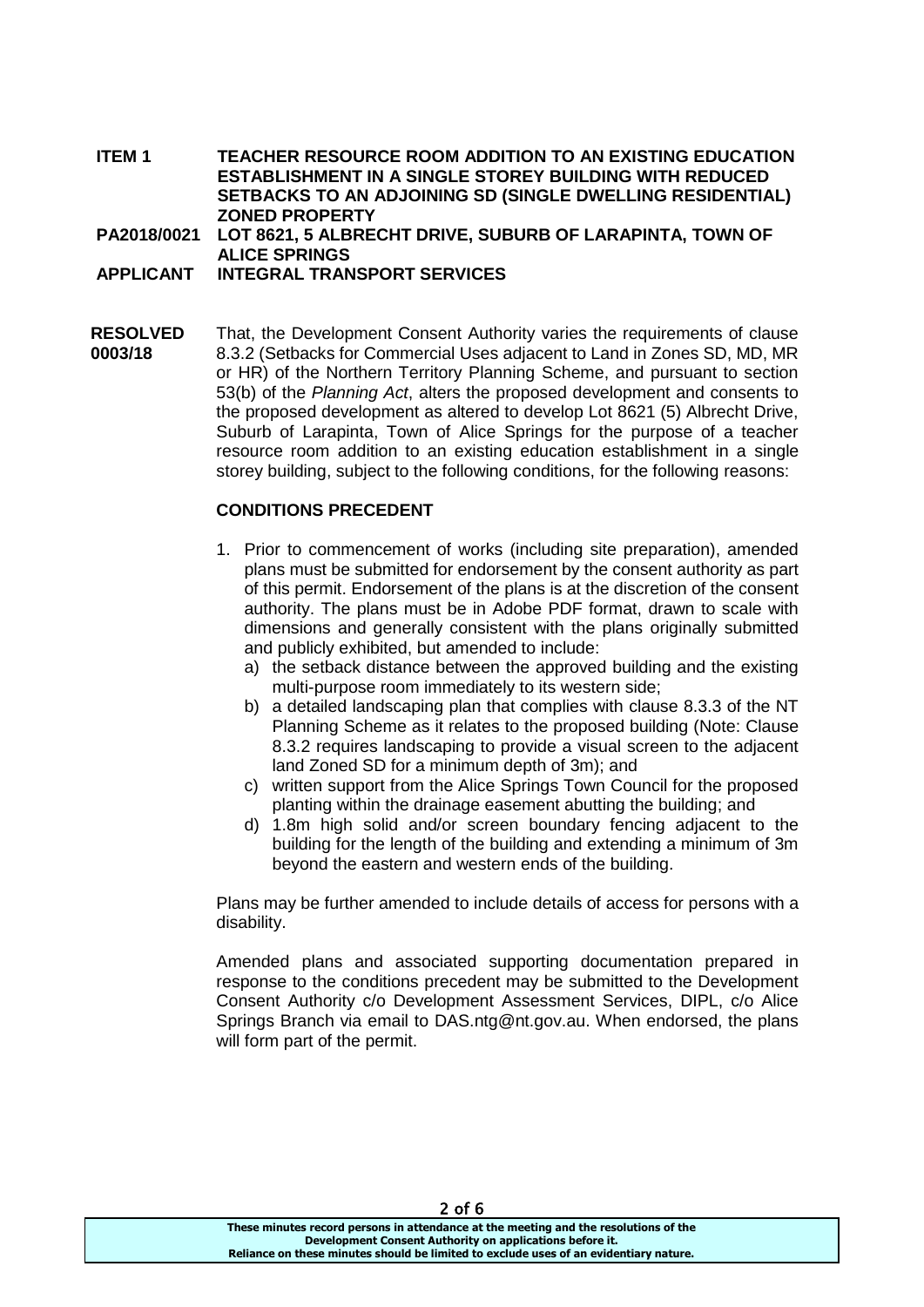**ITEM 1** **TEACHER RESOURCE ROOM ADDITION TO AN EXISTING EDUCATION ESTABLISHMENT IN A SINGLE STOREY BUILDING WITH REDUCED SETBACKS TO AN ADJOINING SD (SINGLE DWELLING RESIDENTIAL) ZONED PROPERTY**

**PA2018/0021** **LOT 8621, 5 ALBRECHT DRIVE, SUBURB OF LARAPINTA, TOWN OF ALICE SPRINGS**

**APPLICANT** **INTEGRAL TRANSPORT SERVICES**

**RESOLVED 0003/18**

That, the Development Consent Authority varies the requirements of clause 8.3.2 (Setbacks for Commercial Uses adjacent to Land in Zones SD, MD, MR or HR) of the Northern Territory Planning Scheme, and pursuant to section 53(b) of the *Planning Act*, alters the proposed development and consents to the proposed development as altered to develop Lot 8621 (5) Albrecht Drive, Suburb of Larapinta, Town of Alice Springs for the purpose of a teacher resource room addition to an existing education establishment in a single storey building, subject to the following conditions, for the following reasons:

**CONDITIONS PRECEDENT**

1. Prior to commencement of works (including site preparation), amended plans must be submitted for endorsement by the consent authority as part of this permit. Endorsement of the plans is at the discretion of the consent authority. The plans must be in Adobe PDF format, drawn to scale with dimensions and generally consistent with the plans originally submitted and publicly exhibited, but amended to include:
   a) the setback distance between the approved building and the existing multi-purpose room immediately to its western side;
   b) a detailed landscaping plan that complies with clause 8.3.3 of the NT Planning Scheme as it relates to the proposed building (Note: Clause 8.3.2 requires landscaping to provide a visual screen to the adjacent land Zoned SD for a minimum depth of 3m); and
   c) written support from the Alice Springs Town Council for the proposed planting within the drainage easement abutting the building; and
   d) 1.8m high solid and/or screen boundary fencing adjacent to the building for the length of the building and extending a minimum of 3m beyond the eastern and western ends of the building.

   Plans may be further amended to include details of access for persons with a disability.

   Amended plans and associated supporting documentation prepared in response to the conditions precedent may be submitted to the Development Consent Authority c/o Development Assessment Services, DIPL, c/o Alice Springs Branch via email to DAS.ntg@nt.gov.au. When endorsed, the plans will form part of the permit.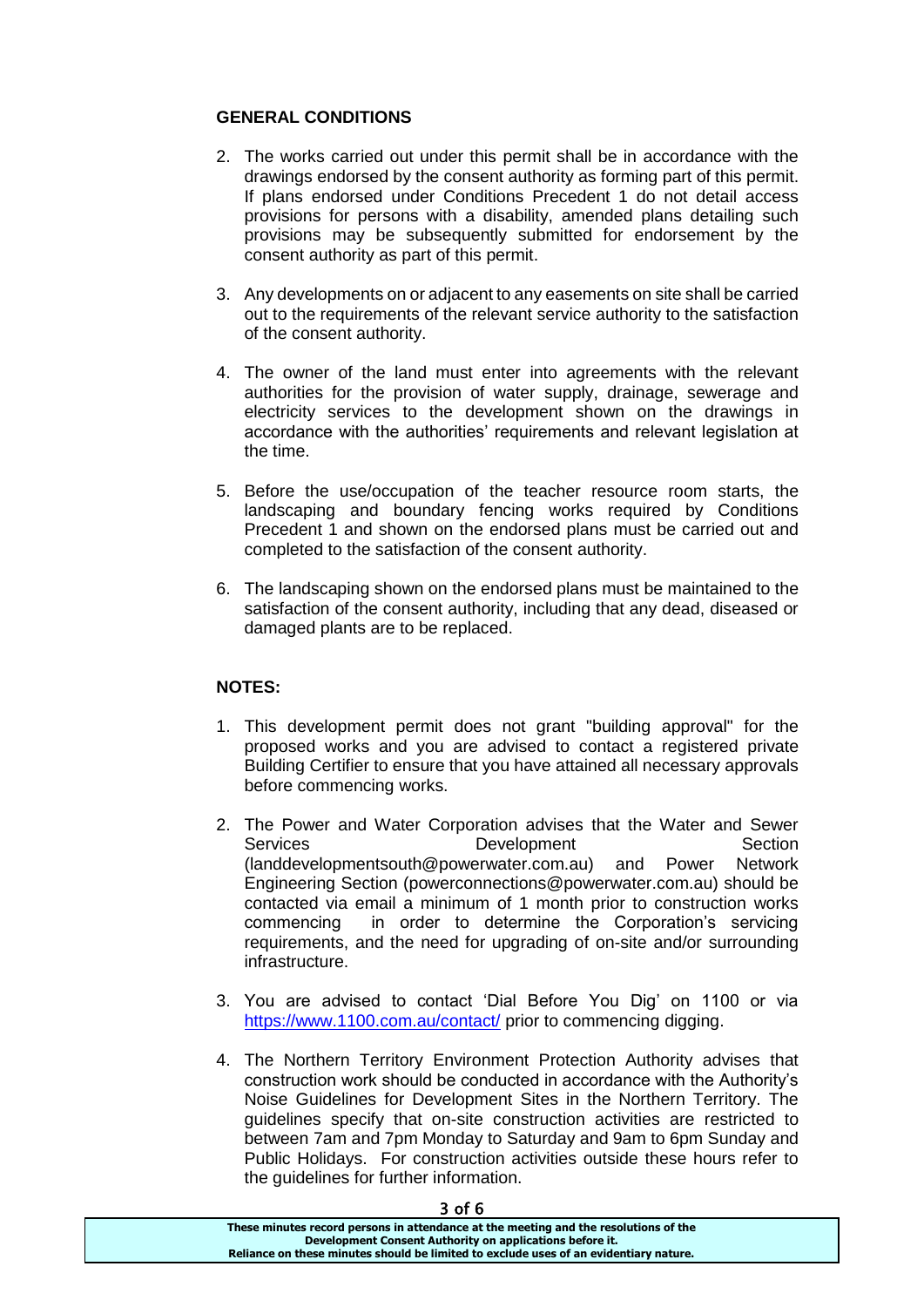**GENERAL CONDITIONS**

2. The works carried out under this permit shall be in accordance with the drawings endorsed by the consent authority as forming part of this permit. If plans endorsed under Conditions Precedent 1 do not detail access provisions for persons with a disability, amended plans detailing such provisions may be subsequently submitted for endorsement by the consent authority as part of this permit.

3. Any developments on or adjacent to any easements on site shall be carried out to the requirements of the relevant service authority to the satisfaction of the consent authority.

4. The owner of the land must enter into agreements with the relevant authorities for the provision of water supply, drainage, sewerage and electricity services to the development shown on the drawings in accordance with the authorities' requirements and relevant legislation at the time.

5. Before the use/occupation of the teacher resource room starts, the landscaping and boundary fencing works required by Conditions Precedent 1 and shown on the endorsed plans must be carried out and completed to the satisfaction of the consent authority.

6. The landscaping shown on the endorsed plans must be maintained to the satisfaction of the consent authority, including that any dead, diseased or damaged plants are to be replaced.

**NOTES:**

1. This development permit does not grant "building approval" for the proposed works and you are advised to contact a registered private Building Certifier to ensure that you have attained all necessary approvals before commencing works.

2. The Power and Water Corporation advises that the Water and Sewer Services Development Section (landdevelopmentsouth@powerwater.com.au) and Power Network Engineering Section (powerconnections@powerwater.com.au) should be contacted via email a minimum of 1 month prior to construction works commencing in order to determine the Corporation's servicing requirements, and the need for upgrading of on-site and/or surrounding infrastructure.

3. You are advised to contact 'Dial Before You Dig' on 1100 or via https://www.1100.com.au/contact/ prior to commencing digging.

4. The Northern Territory Environment Protection Authority advises that construction work should be conducted in accordance with the Authority's Noise Guidelines for Development Sites in the Northern Territory. The guidelines specify that on-site construction activities are restricted to between 7am and 7pm Monday to Saturday and 9am to 6pm Sunday and Public Holidays. For construction activities outside these hours refer to the guidelines for further information.

These minutes record persons in attendance at the meeting and the resolutions of the Development Consent Authority on applications before it. Reliance on these minutes should be limited to exclude uses of an evidentiary nature.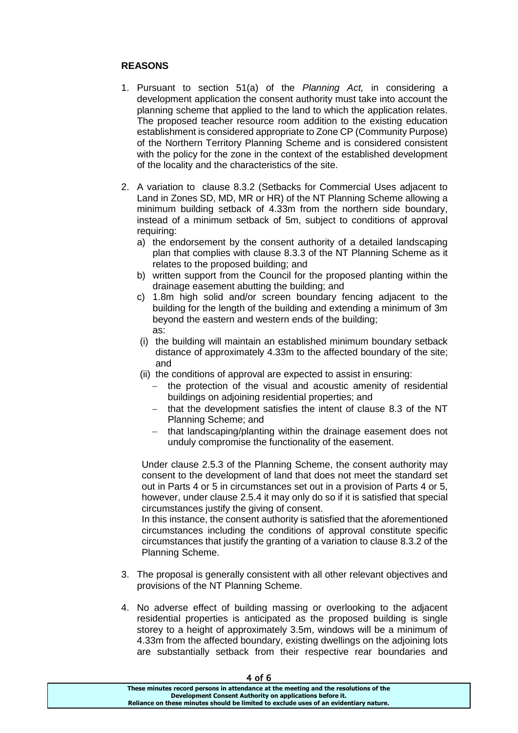## REASONS

1. Pursuant to section 51(a) of the *Planning Act,* in considering a development application the consent authority must take into account the planning scheme that applied to the land to which the application relates. The proposed teacher resource room addition to the existing education establishment is considered appropriate to Zone CP (Community Purpose) of the Northern Territory Planning Scheme and is considered consistent with the policy for the zone in the context of the established development of the locality and the characteristics of the site.

2. A variation to clause 8.3.2 (Setbacks for Commercial Uses adjacent to Land in Zones SD, MD, MR or HR) of the NT Planning Scheme allowing a minimum building setback of 4.33m from the northern side boundary, instead of a minimum setback of 5m, subject to conditions of approval requiring:
   a) the endorsement by the consent authority of a detailed landscaping plan that complies with clause 8.3.3 of the NT Planning Scheme as it relates to the proposed building; and
   b) written support from the Council for the proposed planting within the drainage easement abutting the building; and
   c) 1.8m high solid and/or screen boundary fencing adjacent to the building for the length of the building and extending a minimum of 3m beyond the eastern and western ends of the building;

   as:

   (i) the building will maintain an established minimum boundary setback distance of approximately 4.33m to the affected boundary of the site; and

   (ii) the conditions of approval are expected to assist in ensuring:
      - the protection of the visual and acoustic amenity of residential buildings on adjoining residential properties; and
      - that the development satisfies the intent of clause 8.3 of the NT Planning Scheme; and
      - that landscaping/planting within the drainage easement does not unduly compromise the functionality of the easement.

   Under clause 2.5.3 of the Planning Scheme, the consent authority may consent to the development of land that does not meet the standard set out in Parts 4 or 5 in circumstances set out in a provision of Parts 4 or 5, however, under clause 2.5.4 it may only do so if it is satisfied that special circumstances justify the giving of consent.

   In this instance, the consent authority is satisfied that the aforementioned circumstances including the conditions of approval constitute specific circumstances that justify the granting of a variation to clause 8.3.2 of the Planning Scheme.

3. The proposal is generally consistent with all other relevant objectives and provisions of the NT Planning Scheme.

4. No adverse effect of building massing or overlooking to the adjacent residential properties is anticipated as the proposed building is single storey to a height of approximately 3.5m, windows will be a minimum of 4.33m from the affected boundary, existing dwellings on the adjoining lots are substantially setback from their respective rear boundaries and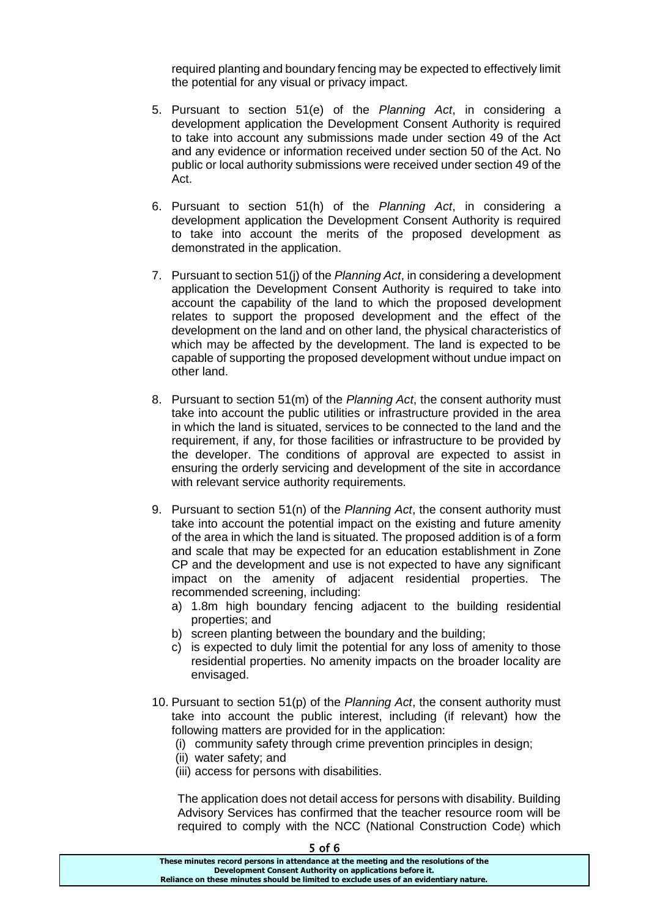required planting and boundary fencing may be expected to effectively limit the potential for any visual or privacy impact.

5. Pursuant to section 51(e) of the *Planning Act*, in considering a development application the Development Consent Authority is required to take into account any submissions made under section 49 of the Act and any evidence or information received under section 50 of the Act. No public or local authority submissions were received under section 49 of the Act.

6. Pursuant to section 51(h) of the *Planning Act*, in considering a development application the Development Consent Authority is required to take into account the merits of the proposed development as demonstrated in the application.

7. Pursuant to section 51(j) of the *Planning Act*, in considering a development application the Development Consent Authority is required to take into account the capability of the land to which the proposed development relates to support the proposed development and the effect of the development on the land and on other land, the physical characteristics of which may be affected by the development. The land is expected to be capable of supporting the proposed development without undue impact on other land.

8. Pursuant to section 51(m) of the *Planning Act*, the consent authority must take into account the public utilities or infrastructure provided in the area in which the land is situated, services to be connected to the land and the requirement, if any, for those facilities or infrastructure to be provided by the developer. The conditions of approval are expected to assist in ensuring the orderly servicing and development of the site in accordance with relevant service authority requirements.

9. Pursuant to section 51(n) of the *Planning Act*, the consent authority must take into account the potential impact on the existing and future amenity of the area in which the land is situated. The proposed addition is of a form and scale that may be expected for an education establishment in Zone CP and the development and use is not expected to have any significant impact on the amenity of adjacent residential properties. The recommended screening, including:
   a) 1.8m high boundary fencing adjacent to the building residential properties; and
   b) screen planting between the boundary and the building;
   c) is expected to duly limit the potential for any loss of amenity to those residential properties. No amenity impacts on the broader locality are envisaged.

10. Pursuant to section 51(p) of the *Planning Act*, the consent authority must take into account the public interest, including (if relevant) how the following matters are provided for in the application:
    (i) community safety through crime prevention principles in design;
    (ii) water safety; and
    (iii) access for persons with disabilities.

    The application does not detail access for persons with disability. Building Advisory Services has confirmed that the teacher resource room will be required to comply with the NCC (National Construction Code) which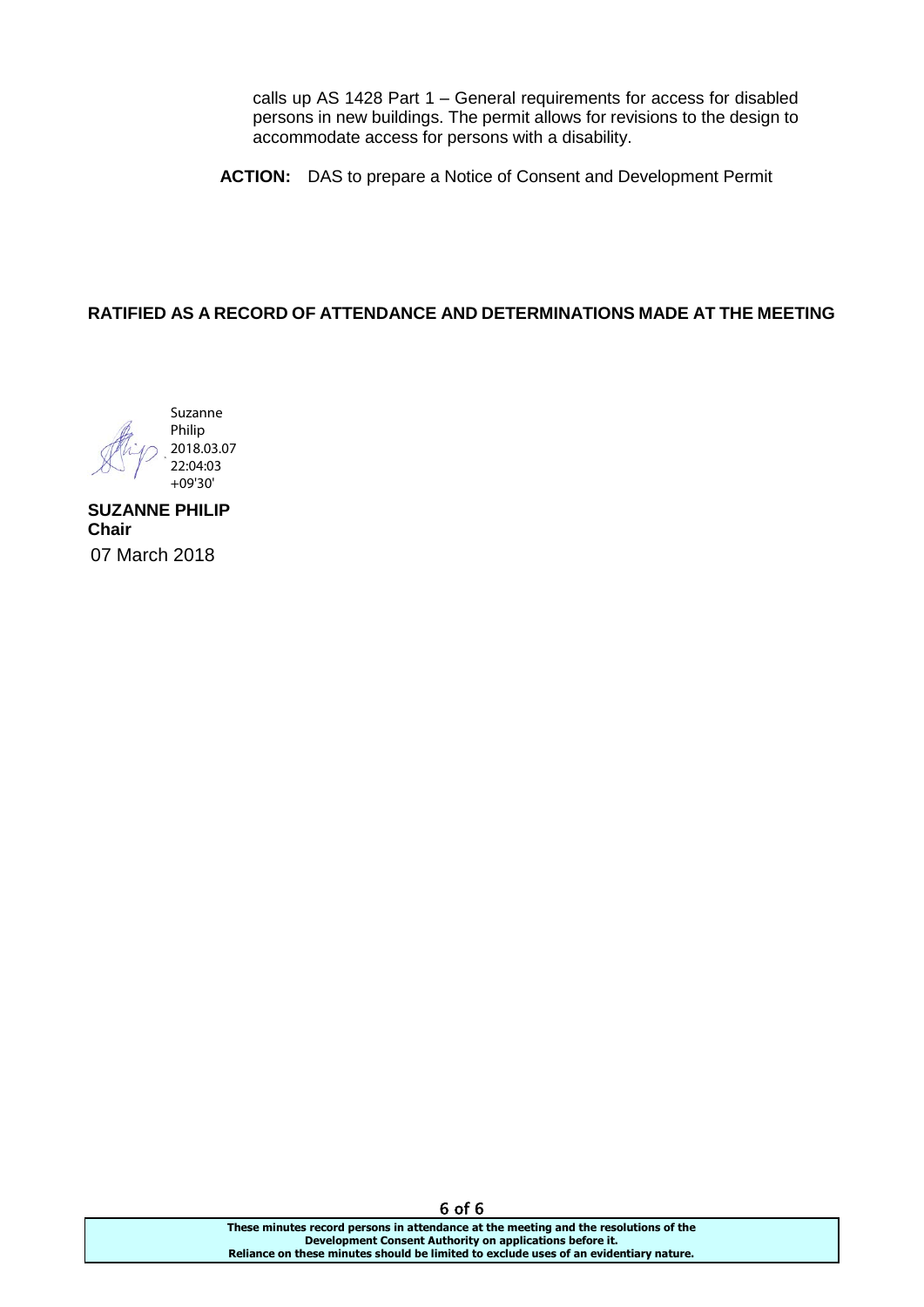calls up AS 1428 Part 1 – General requirements for access for disabled persons in new buildings. The permit allows for revisions to the design to accommodate access for persons with a disability.

**ACTION:** DAS to prepare a Notice of Consent and Development Permit

**RATIFIED AS A RECORD OF ATTENDANCE AND DETERMINATIONS MADE AT THE MEETING**

Suzanne Philip
2018.03.07
22:04:03
+09'30'

**SUZANNE PHILIP**
**Chair**
07 March 2018

**These minutes record persons in attendance at the meeting and the resolutions of the Development Consent Authority on applications before it. Reliance on these minutes should be limited to exclude uses of an evidentiary nature.**